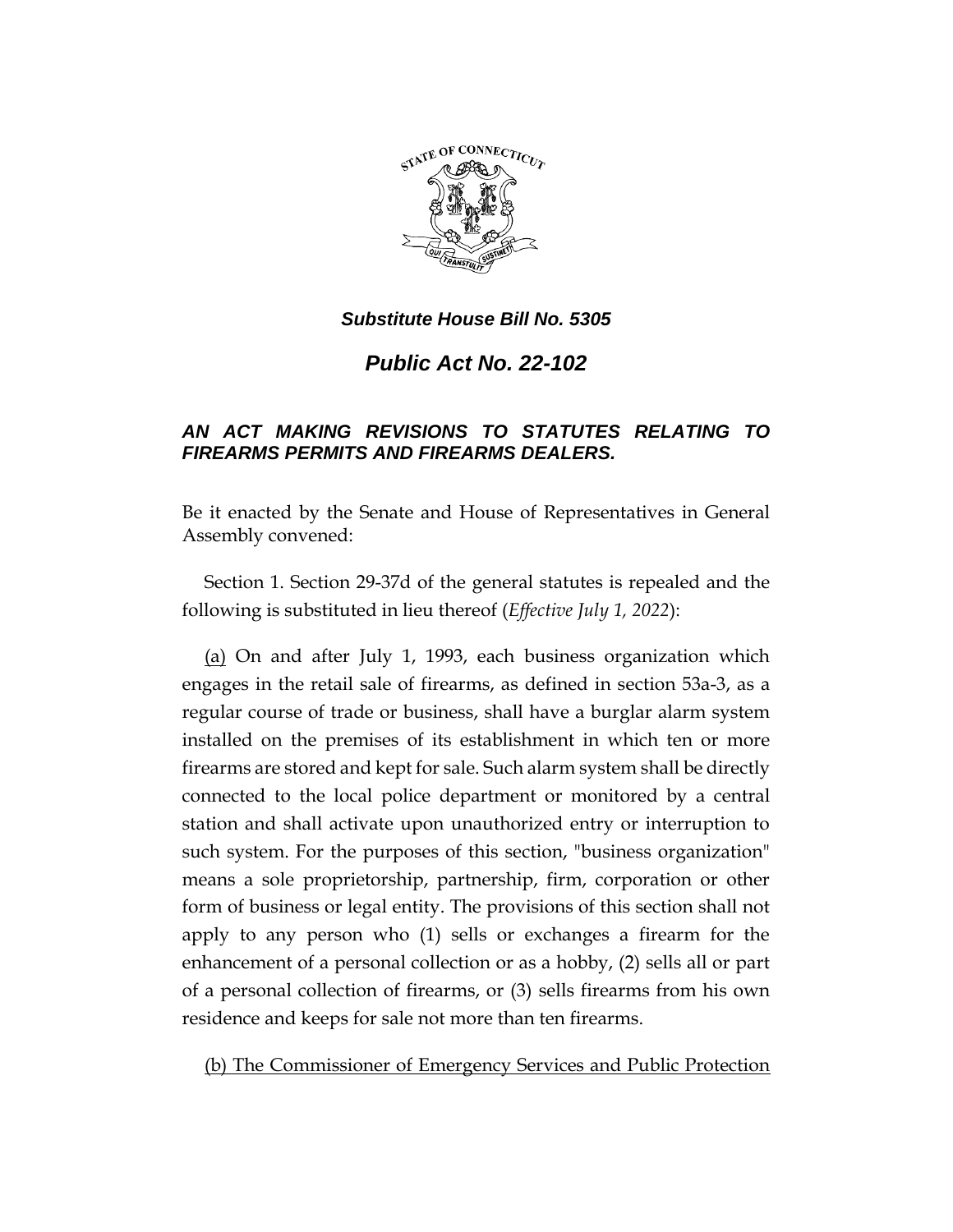*Substitute House Bill No. 5305*

# *Public Act No. 22-102*

## *AN ACT MAKING REVISIONS TO STATUTES RELATING TO FIREARMS PERMITS AND FIREARMS DEALERS.*

Be it enacted by the Senate and House of Representatives in General Assembly convened:

Section 1. Section 29-37d of the general statutes is repealed and the following is substituted in lieu thereof (*Effective July 1, 2022*):

<u>(a)</u> On and after July 1, 1993, each business organization which engages in the retail sale of firearms, as defined in section 53a-3, as a regular course of trade or business, shall have a burglar alarm system installed on the premises of its establishment in which ten or more firearms are stored and kept for sale. Such alarm system shall be directly connected to the local police department or monitored by a central station and shall activate upon unauthorized entry or interruption to such system. For the purposes of this section, "business organization" means a sole proprietorship, partnership, firm, corporation or other form of business or legal entity. The provisions of this section shall not apply to any person who (1) sells or exchanges a firearm for the enhancement of a personal collection or as a hobby, (2) sells all or part of a personal collection of firearms, or (3) sells firearms from his own residence and keeps for sale not more than ten firearms.

<u>(b) The Commissioner of Emergency Services and Public Protection</u>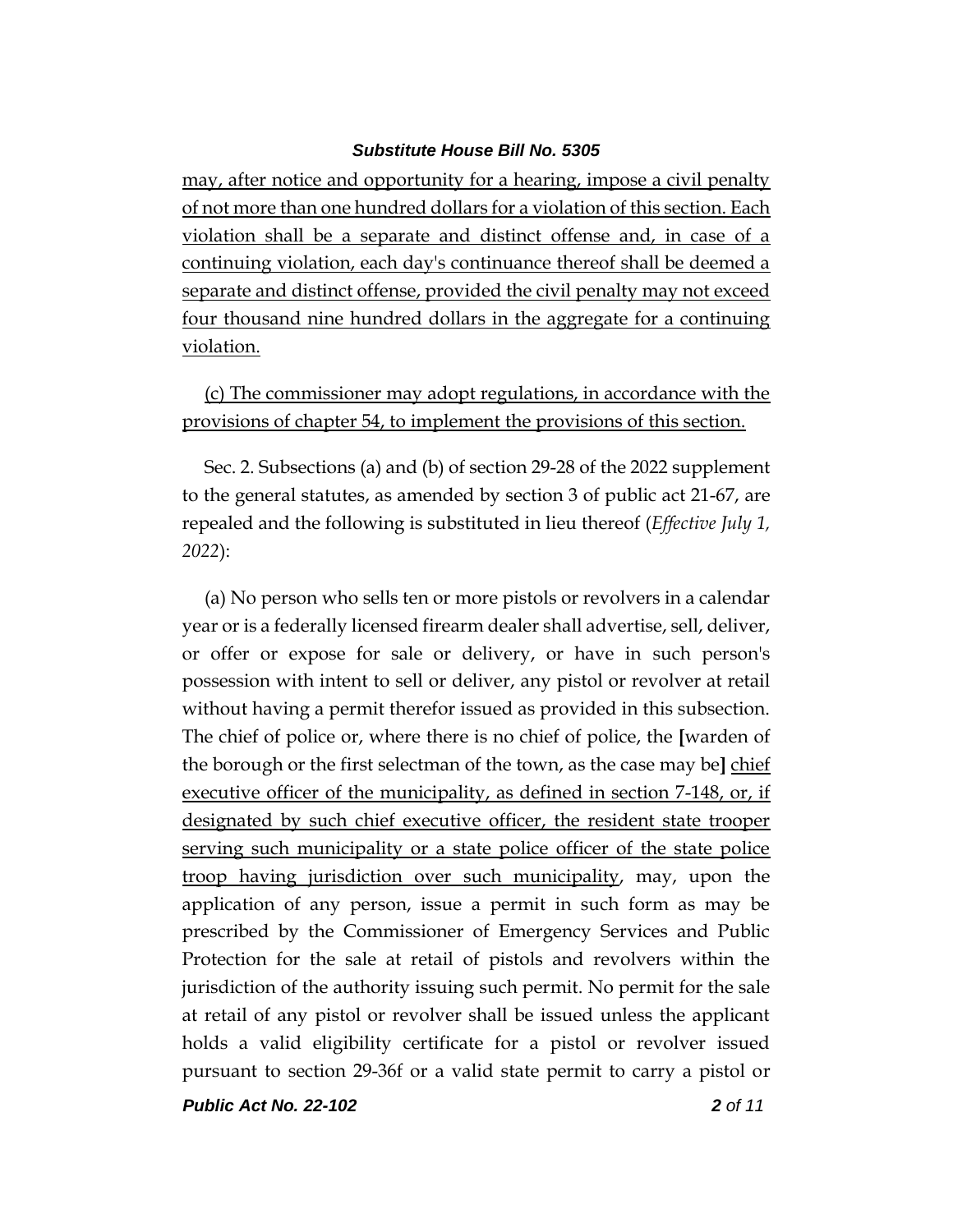may, after notice and opportunity for a hearing, impose a civil penalty of not more than one hundred dollars for a violation of this section. Each violation shall be a separate and distinct offense and, in case of a continuing violation, each day's continuance thereof shall be deemed a separate and distinct offense, provided the civil penalty may not exceed four thousand nine hundred dollars in the aggregate for a continuing violation.

(c) The commissioner may adopt regulations, in accordance with the provisions of chapter 54, to implement the provisions of this section.

Sec. 2. Subsections (a) and (b) of section 29-28 of the 2022 supplement to the general statutes, as amended by section 3 of public act 21-67, are repealed and the following is substituted in lieu thereof (*Effective July 1, 2022*):

(a) No person who sells ten or more pistols or revolvers in a calendar year or is a federally licensed firearm dealer shall advertise, sell, deliver, or offer or expose for sale or delivery, or have in such person's possession with intent to sell or deliver, any pistol or revolver at retail without having a permit therefor issued as provided in this subsection. The chief of police or, where there is no chief of police, the **[**warden of the borough or the first selectman of the town, as the case may be**]** chief executive officer of the municipality, as defined in section 7-148, or, if designated by such chief executive officer, the resident state trooper serving such municipality or a state police officer of the state police troop having jurisdiction over such municipality, may, upon the application of any person, issue a permit in such form as may be prescribed by the Commissioner of Emergency Services and Public Protection for the sale at retail of pistols and revolvers within the jurisdiction of the authority issuing such permit. No permit for the sale at retail of any pistol or revolver shall be issued unless the applicant holds a valid eligibility certificate for a pistol or revolver issued pursuant to section 29-36f or a valid state permit to carry a pistol or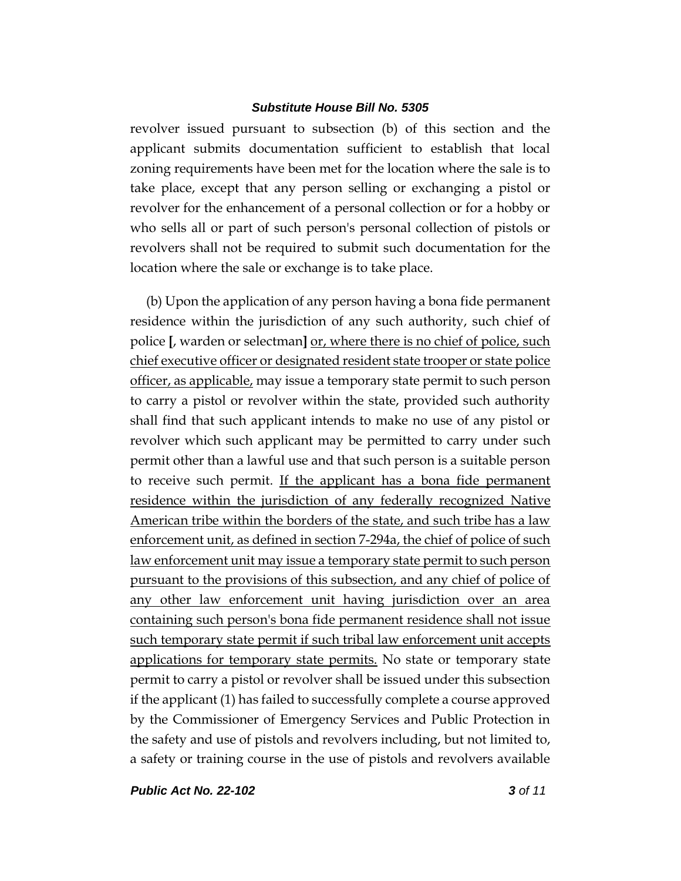revolver issued pursuant to subsection (b) of this section and the applicant submits documentation sufficient to establish that local zoning requirements have been met for the location where the sale is to take place, except that any person selling or exchanging a pistol or revolver for the enhancement of a personal collection or for a hobby or who sells all or part of such person's personal collection of pistols or revolvers shall not be required to submit such documentation for the location where the sale or exchange is to take place.

(b) Upon the application of any person having a bona fide permanent residence within the jurisdiction of any such authority, such chief of police **[**, warden or selectman**]** <u>or, where there is no chief of police, such chief executive officer or designated resident state trooper or state police officer, as applicable,</u> may issue a temporary state permit to such person to carry a pistol or revolver within the state, provided such authority shall find that such applicant intends to make no use of any pistol or revolver which such applicant may be permitted to carry under such permit other than a lawful use and that such person is a suitable person to receive such permit. <u>If the applicant has a bona fide permanent residence within the jurisdiction of any federally recognized Native American tribe within the borders of the state, and such tribe has a law enforcement unit, as defined in section 7-294a, the chief of police of such law enforcement unit may issue a temporary state permit to such person pursuant to the provisions of this subsection, and any chief of police of any other law enforcement unit having jurisdiction over an area containing such person's bona fide permanent residence shall not issue such temporary state permit if such tribal law enforcement unit accepts applications for temporary state permits.</u> No state or temporary state permit to carry a pistol or revolver shall be issued under this subsection if the applicant (1) has failed to successfully complete a course approved by the Commissioner of Emergency Services and Public Protection in the safety and use of pistols and revolvers including, but not limited to, a safety or training course in the use of pistols and revolvers available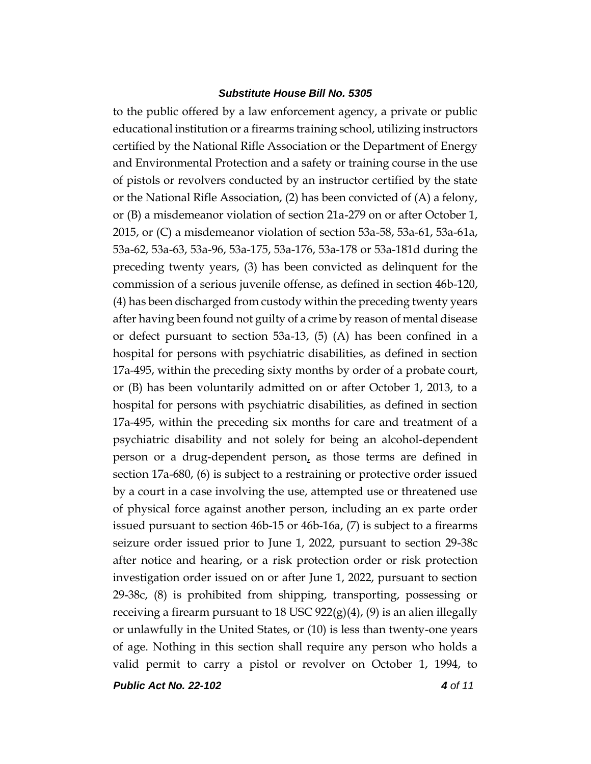to the public offered by a law enforcement agency, a private or public educational institution or a firearms training school, utilizing instructors certified by the National Rifle Association or the Department of Energy and Environmental Protection and a safety or training course in the use of pistols or revolvers conducted by an instructor certified by the state or the National Rifle Association, (2) has been convicted of (A) a felony, or (B) a misdemeanor violation of section 21a-279 on or after October 1, 2015, or (C) a misdemeanor violation of section 53a-58, 53a-61, 53a-61a, 53a-62, 53a-63, 53a-96, 53a-175, 53a-176, 53a-178 or 53a-181d during the preceding twenty years, (3) has been convicted as delinquent for the commission of a serious juvenile offense, as defined in section 46b-120, (4) has been discharged from custody within the preceding twenty years after having been found not guilty of a crime by reason of mental disease or defect pursuant to section 53a-13, (5) (A) has been confined in a hospital for persons with psychiatric disabilities, as defined in section 17a-495, within the preceding sixty months by order of a probate court, or (B) has been voluntarily admitted on or after October 1, 2013, to a hospital for persons with psychiatric disabilities, as defined in section 17a-495, within the preceding six months for care and treatment of a psychiatric disability and not solely for being an alcohol-dependent person or a drug-dependent person, as those terms are defined in section 17a-680, (6) is subject to a restraining or protective order issued by a court in a case involving the use, attempted use or threatened use of physical force against another person, including an ex parte order issued pursuant to section 46b-15 or 46b-16a, (7) is subject to a firearms seizure order issued prior to June 1, 2022, pursuant to section 29-38c after notice and hearing, or a risk protection order or risk protection investigation order issued on or after June 1, 2022, pursuant to section 29-38c, (8) is prohibited from shipping, transporting, possessing or receiving a firearm pursuant to 18 USC 922(g)(4), (9) is an alien illegally or unlawfully in the United States, or (10) is less than twenty-one years of age. Nothing in this section shall require any person who holds a valid permit to carry a pistol or revolver on October 1, 1994, to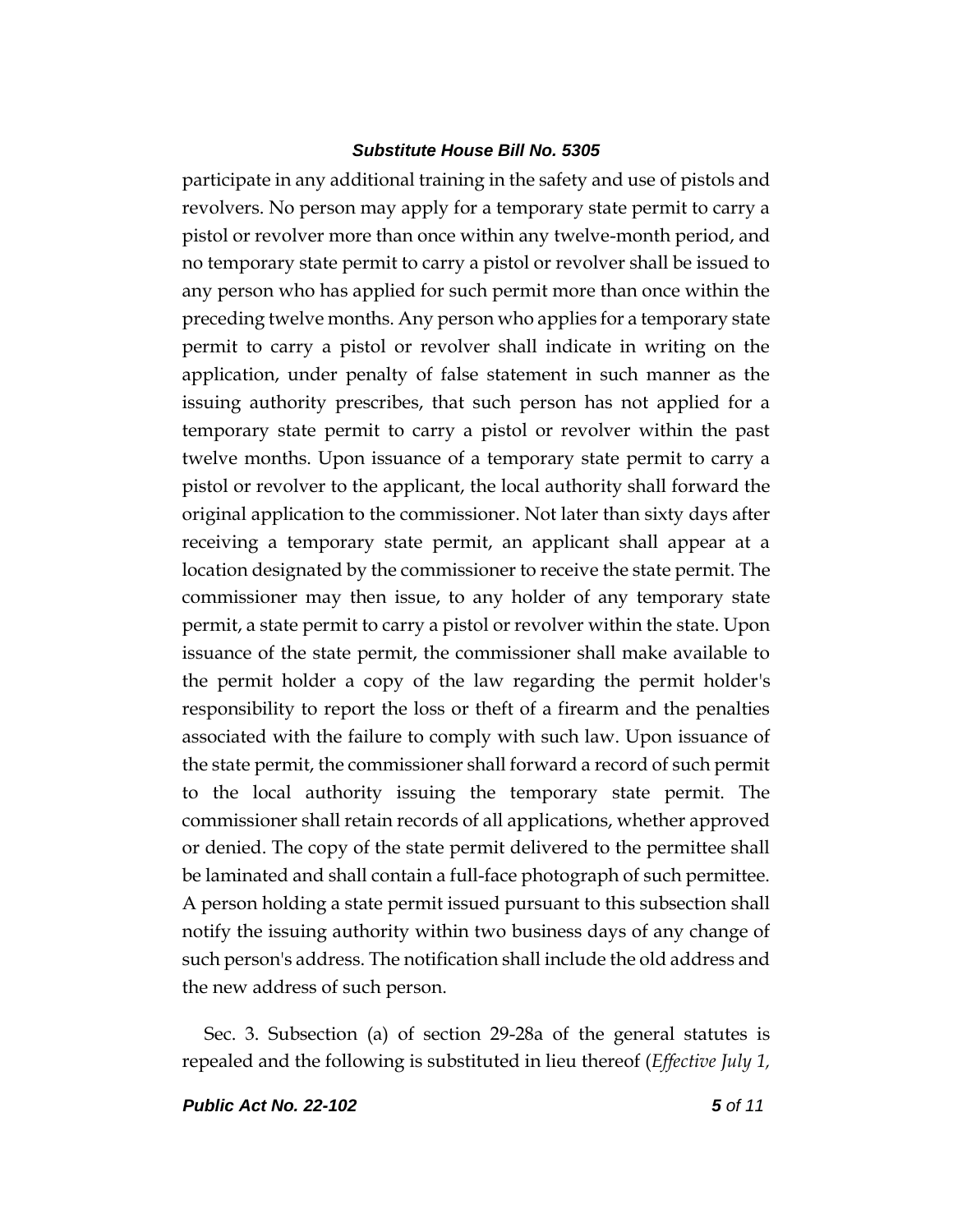participate in any additional training in the safety and use of pistols and revolvers. No person may apply for a temporary state permit to carry a pistol or revolver more than once within any twelve-month period, and no temporary state permit to carry a pistol or revolver shall be issued to any person who has applied for such permit more than once within the preceding twelve months. Any person who applies for a temporary state permit to carry a pistol or revolver shall indicate in writing on the application, under penalty of false statement in such manner as the issuing authority prescribes, that such person has not applied for a temporary state permit to carry a pistol or revolver within the past twelve months. Upon issuance of a temporary state permit to carry a pistol or revolver to the applicant, the local authority shall forward the original application to the commissioner. Not later than sixty days after receiving a temporary state permit, an applicant shall appear at a location designated by the commissioner to receive the state permit. The commissioner may then issue, to any holder of any temporary state permit, a state permit to carry a pistol or revolver within the state. Upon issuance of the state permit, the commissioner shall make available to the permit holder a copy of the law regarding the permit holder's responsibility to report the loss or theft of a firearm and the penalties associated with the failure to comply with such law. Upon issuance of the state permit, the commissioner shall forward a record of such permit to the local authority issuing the temporary state permit. The commissioner shall retain records of all applications, whether approved or denied. The copy of the state permit delivered to the permittee shall be laminated and shall contain a full-face photograph of such permittee. A person holding a state permit issued pursuant to this subsection shall notify the issuing authority within two business days of any change of such person's address. The notification shall include the old address and the new address of such person.

Sec. 3. Subsection (a) of section 29-28a of the general statutes is repealed and the following is substituted in lieu thereof (*Effective July 1,*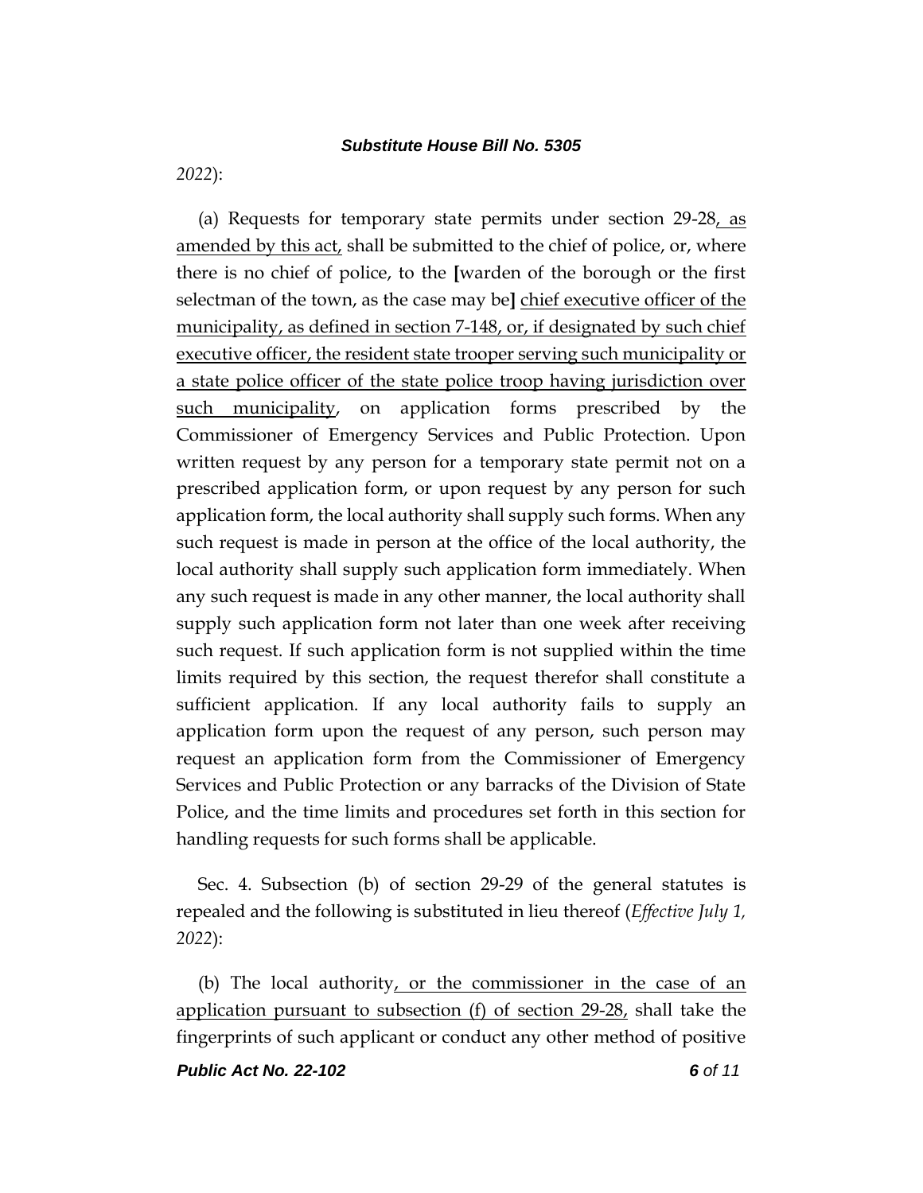2022):

(a) Requests for temporary state permits under section 29-28, as amended by this act, shall be submitted to the chief of police, or, where there is no chief of police, to the [warden of the borough or the first selectman of the town, as the case may be] chief executive officer of the municipality, as defined in section 7-148, or, if designated by such chief executive officer, the resident state trooper serving such municipality or a state police officer of the state police troop having jurisdiction over such municipality, on application forms prescribed by the Commissioner of Emergency Services and Public Protection. Upon written request by any person for a temporary state permit not on a prescribed application form, or upon request by any person for such application form, the local authority shall supply such forms. When any such request is made in person at the office of the local authority, the local authority shall supply such application form immediately. When any such request is made in any other manner, the local authority shall supply such application form not later than one week after receiving such request. If such application form is not supplied within the time limits required by this section, the request therefor shall constitute a sufficient application. If any local authority fails to supply an application form upon the request of any person, such person may request an application form from the Commissioner of Emergency Services and Public Protection or any barracks of the Division of State Police, and the time limits and procedures set forth in this section for handling requests for such forms shall be applicable.

Sec. 4. Subsection (b) of section 29-29 of the general statutes is repealed and the following is substituted in lieu thereof (*Effective July 1, 2022*):

(b) The local authority, or the commissioner in the case of an application pursuant to subsection (f) of section 29-28, shall take the fingerprints of such applicant or conduct any other method of positive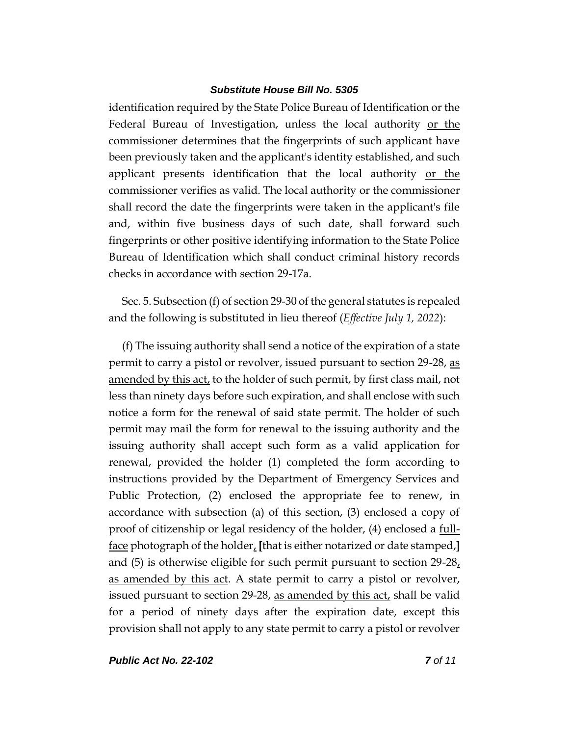identification required by the State Police Bureau of Identification or the Federal Bureau of Investigation, unless the local authority <u>or the commissioner</u> determines that the fingerprints of such applicant have been previously taken and the applicant's identity established, and such applicant presents identification that the local authority <u>or the commissioner</u> verifies as valid. The local authority <u>or the commissioner</u> shall record the date the fingerprints were taken in the applicant's file and, within five business days of such date, shall forward such fingerprints or other positive identifying information to the State Police Bureau of Identification which shall conduct criminal history records checks in accordance with section 29-17a.

Sec. 5. Subsection (f) of section 29-30 of the general statutes is repealed and the following is substituted in lieu thereof (*Effective July 1, 2022*):

(f) The issuing authority shall send a notice of the expiration of a state permit to carry a pistol or revolver, issued pursuant to section 29-28, <u>as amended by this act,</u> to the holder of such permit, by first class mail, not less than ninety days before such expiration, and shall enclose with such notice a form for the renewal of said state permit. The holder of such permit may mail the form for renewal to the issuing authority and the issuing authority shall accept such form as a valid application for renewal, provided the holder (1) completed the form according to instructions provided by the Department of Emergency Services and Public Protection, (2) enclosed the appropriate fee to renew, in accordance with subsection (a) of this section, (3) enclosed a copy of proof of citizenship or legal residency of the holder, (4) enclosed a <u>full-face</u> photograph of the holder<u>,</u> **[**that is either notarized or date stamped,**]** and (5) is otherwise eligible for such permit pursuant to section 29-28<u>, as amended by this act</u>. A state permit to carry a pistol or revolver, issued pursuant to section 29-28, <u>as amended by this act,</u> shall be valid for a period of ninety days after the expiration date, except this provision shall not apply to any state permit to carry a pistol or revolver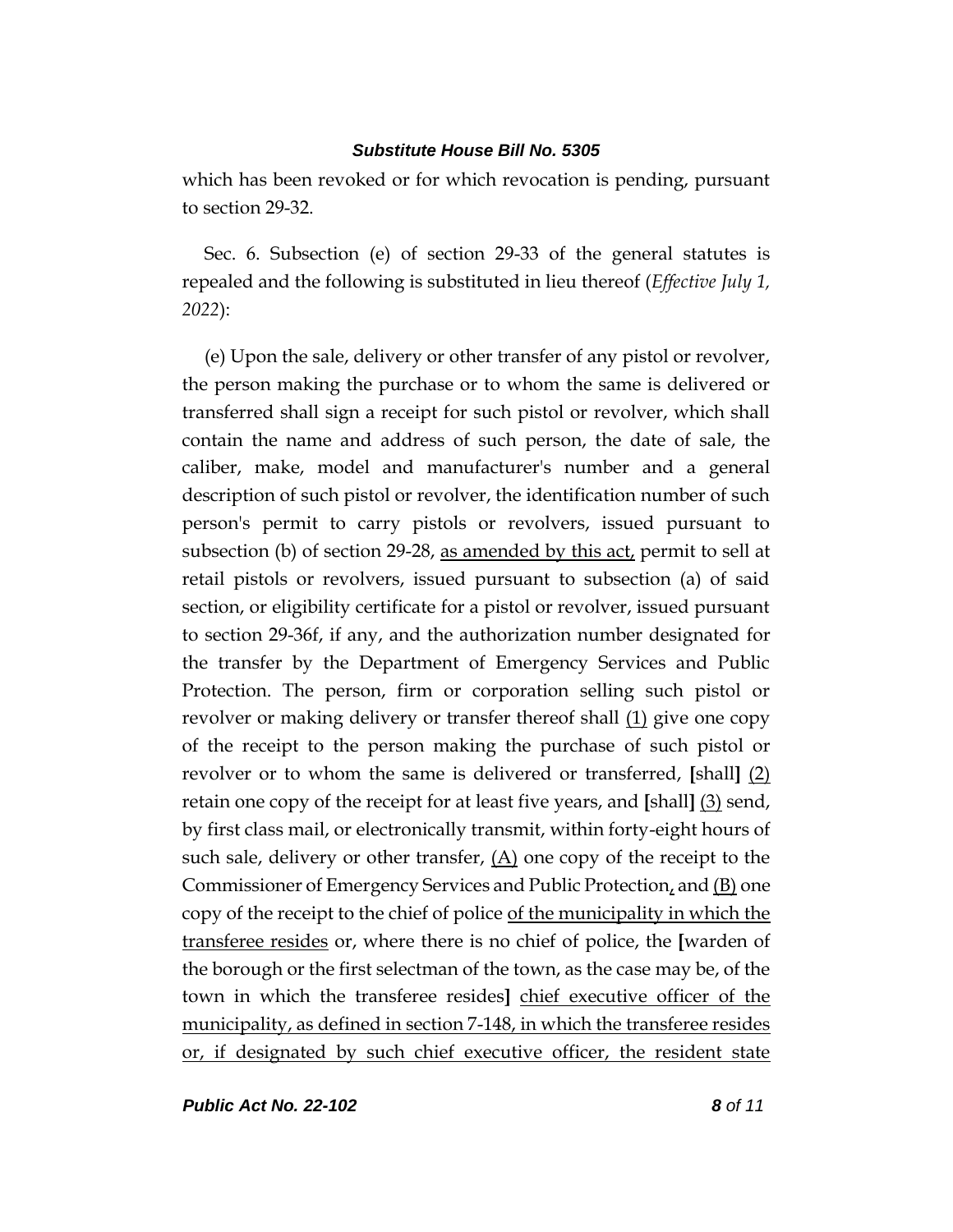which has been revoked or for which revocation is pending, pursuant to section 29-32.

Sec. 6. Subsection (e) of section 29-33 of the general statutes is repealed and the following is substituted in lieu thereof (*Effective July 1, 2022*):

(e) Upon the sale, delivery or other transfer of any pistol or revolver, the person making the purchase or to whom the same is delivered or transferred shall sign a receipt for such pistol or revolver, which shall contain the name and address of such person, the date of sale, the caliber, make, model and manufacturer's number and a general description of such pistol or revolver, the identification number of such person's permit to carry pistols or revolvers, issued pursuant to subsection (b) of section 29-28, <u>as amended by this act,</u> permit to sell at retail pistols or revolvers, issued pursuant to subsection (a) of said section, or eligibility certificate for a pistol or revolver, issued pursuant to section 29-36f, if any, and the authorization number designated for the transfer by the Department of Emergency Services and Public Protection. The person, firm or corporation selling such pistol or revolver or making delivery or transfer thereof shall <u>(1)</u> give one copy of the receipt to the person making the purchase of such pistol or revolver or to whom the same is delivered or transferred, **[**shall**]** <u>(2)</u> retain one copy of the receipt for at least five years, and **[**shall**]** <u>(3)</u> send, by first class mail, or electronically transmit, within forty-eight hours of such sale, delivery or other transfer, <u>(A)</u> one copy of the receipt to the Commissioner of Emergency Services and Public Protection<u>,</u> and <u>(B)</u> one copy of the receipt to the chief of police <u>of the municipality in which the transferee resides</u> or, where there is no chief of police, the **[**warden of the borough or the first selectman of the town, as the case may be, of the town in which the transferee resides**]** <u>chief executive officer of the municipality, as defined in section 7-148, in which the transferee resides or, if designated by such chief executive officer, the resident state</u>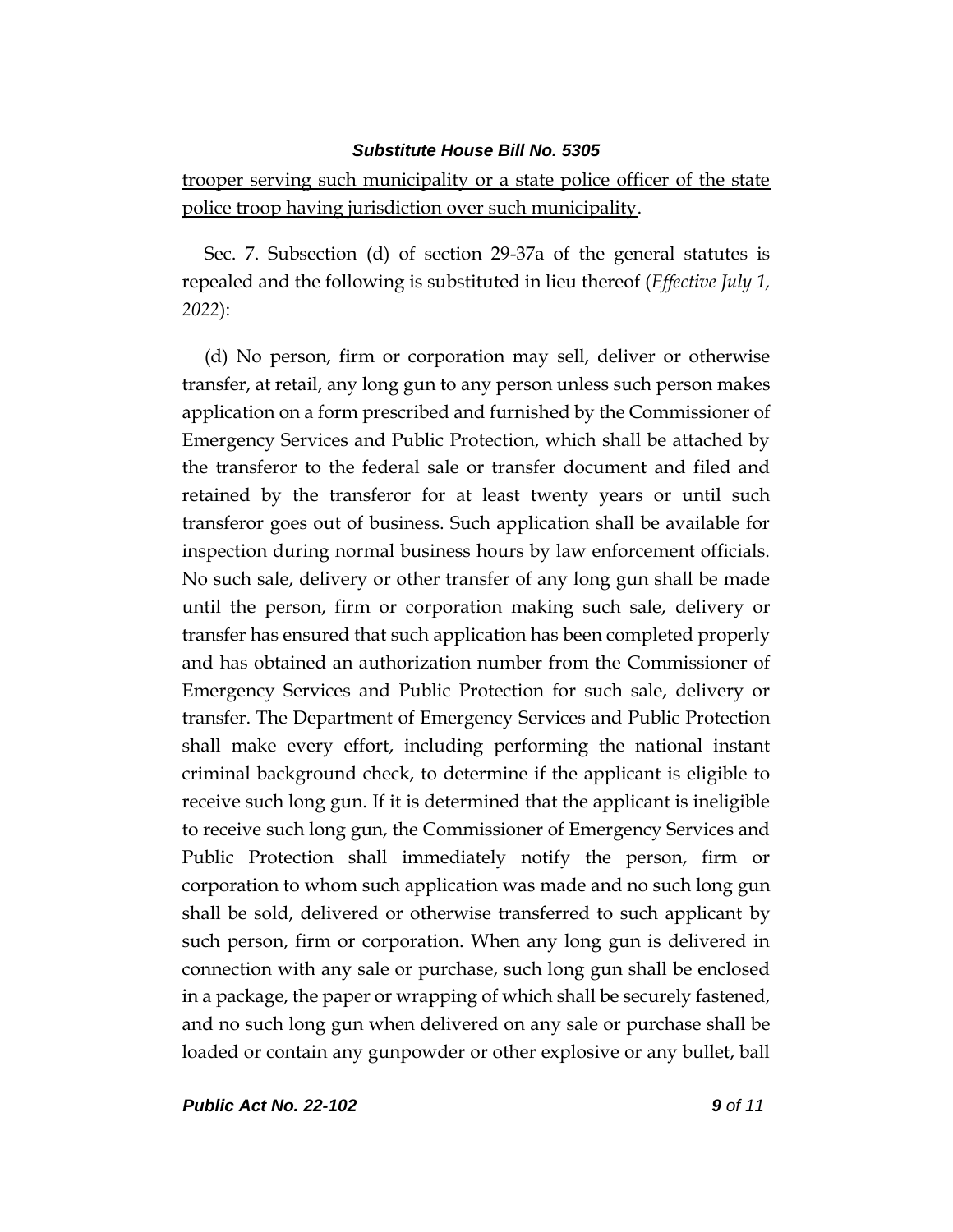trooper serving such municipality or a state police officer of the state police troop having jurisdiction over such municipality.

Sec. 7. Subsection (d) of section 29-37a of the general statutes is repealed and the following is substituted in lieu thereof (*Effective July 1, 2022*):

(d) No person, firm or corporation may sell, deliver or otherwise transfer, at retail, any long gun to any person unless such person makes application on a form prescribed and furnished by the Commissioner of Emergency Services and Public Protection, which shall be attached by the transferor to the federal sale or transfer document and filed and retained by the transferor for at least twenty years or until such transferor goes out of business. Such application shall be available for inspection during normal business hours by law enforcement officials. No such sale, delivery or other transfer of any long gun shall be made until the person, firm or corporation making such sale, delivery or transfer has ensured that such application has been completed properly and has obtained an authorization number from the Commissioner of Emergency Services and Public Protection for such sale, delivery or transfer. The Department of Emergency Services and Public Protection shall make every effort, including performing the national instant criminal background check, to determine if the applicant is eligible to receive such long gun. If it is determined that the applicant is ineligible to receive such long gun, the Commissioner of Emergency Services and Public Protection shall immediately notify the person, firm or corporation to whom such application was made and no such long gun shall be sold, delivered or otherwise transferred to such applicant by such person, firm or corporation. When any long gun is delivered in connection with any sale or purchase, such long gun shall be enclosed in a package, the paper or wrapping of which shall be securely fastened, and no such long gun when delivered on any sale or purchase shall be loaded or contain any gunpowder or other explosive or any bullet, ball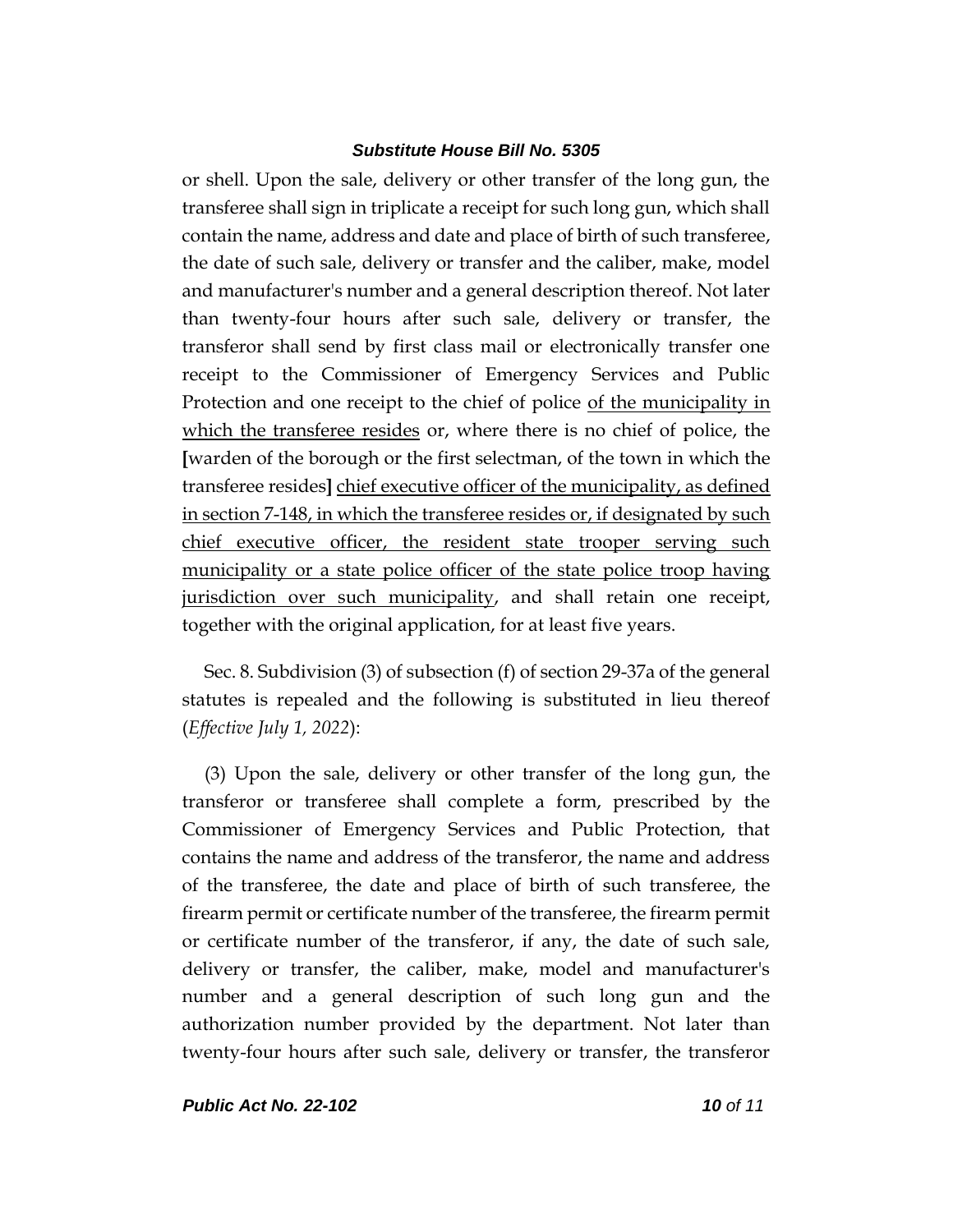or shell. Upon the sale, delivery or other transfer of the long gun, the transferee shall sign in triplicate a receipt for such long gun, which shall contain the name, address and date and place of birth of such transferee, the date of such sale, delivery or transfer and the caliber, make, model and manufacturer's number and a general description thereof. Not later than twenty-four hours after such sale, delivery or transfer, the transferor shall send by first class mail or electronically transfer one receipt to the Commissioner of Emergency Services and Public Protection and one receipt to the chief of police <u>of the municipality in which the transferee resides</u> or, where there is no chief of police, the **[**warden of the borough or the first selectman, of the town in which the transferee resides**]** <u>chief executive officer of the municipality, as defined in section 7-148, in which the transferee resides or, if designated by such chief executive officer, the resident state trooper serving such municipality or a state police officer of the state police troop having jurisdiction over such municipality</u>, and shall retain one receipt, together with the original application, for at least five years.

Sec. 8. Subdivision (3) of subsection (f) of section 29-37a of the general statutes is repealed and the following is substituted in lieu thereof (*Effective July 1, 2022*):

(3) Upon the sale, delivery or other transfer of the long gun, the transferor or transferee shall complete a form, prescribed by the Commissioner of Emergency Services and Public Protection, that contains the name and address of the transferor, the name and address of the transferee, the date and place of birth of such transferee, the firearm permit or certificate number of the transferee, the firearm permit or certificate number of the transferor, if any, the date of such sale, delivery or transfer, the caliber, make, model and manufacturer's number and a general description of such long gun and the authorization number provided by the department. Not later than twenty-four hours after such sale, delivery or transfer, the transferor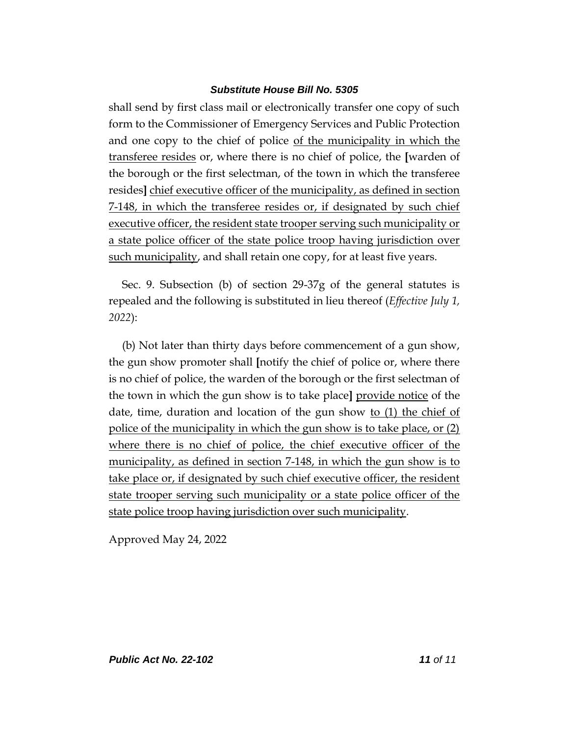shall send by first class mail or electronically transfer one copy of such form to the Commissioner of Emergency Services and Public Protection and one copy to the chief of police <u>of the municipality in which the transferee resides</u> or, where there is no chief of police, the **[**warden of the borough or the first selectman, of the town in which the transferee resides**]** <u>chief executive officer of the municipality, as defined in section 7-148, in which the transferee resides or, if designated by such chief executive officer, the resident state trooper serving such municipality or a state police officer of the state police troop having jurisdiction over such municipality</u>, and shall retain one copy, for at least five years.

Sec. 9. Subsection (b) of section 29-37g of the general statutes is repealed and the following is substituted in lieu thereof (*Effective July 1, 2022*):

(b) Not later than thirty days before commencement of a gun show, the gun show promoter shall **[**notify the chief of police or, where there is no chief of police, the warden of the borough or the first selectman of the town in which the gun show is to take place**]** <u>provide notice</u> of the date, time, duration and location of the gun show <u>to (1) the chief of police of the municipality in which the gun show is to take place, or (2) where there is no chief of police, the chief executive officer of the municipality, as defined in section 7-148, in which the gun show is to take place or, if designated by such chief executive officer, the resident state trooper serving such municipality or a state police officer of the state police troop having jurisdiction over such municipality</u>.

Approved May 24, 2022